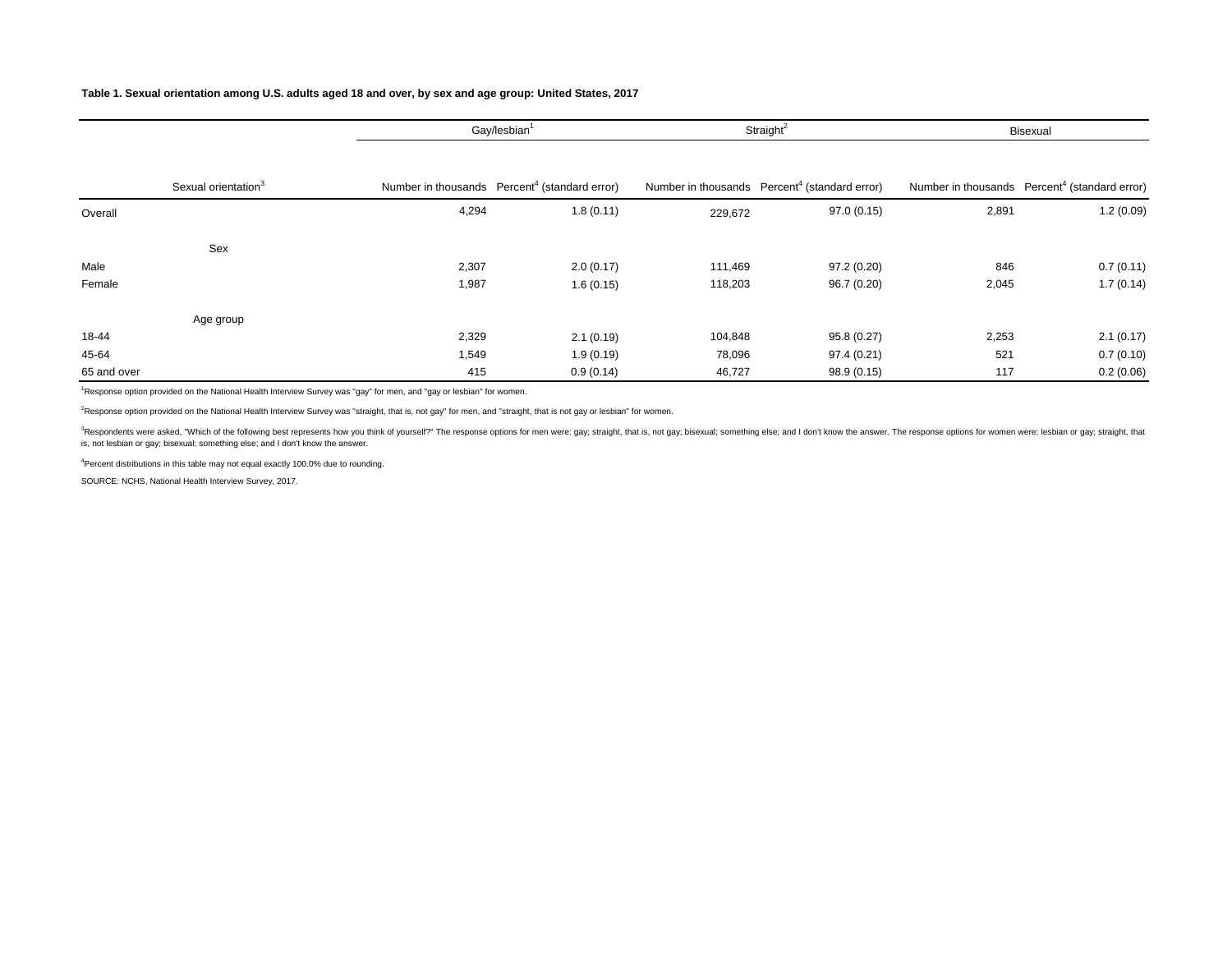**Table 1. Sexual orientation among U.S. adults aged 18 and over, by sex and age group: United States, 2017**

| | Gay/lesbian[1] | | Straight[2] | | Bisexual | |
|---|---|---|---|---|---|---|
| Sexual orientation[3] | Number in thousands | Percent[4] (standard error) | Number in thousands | Percent[4] (standard error) | Number in thousands | Percent[4] (standard error) |
| Overall | 4,294 | 1.8 (0.11) | 229,672 | 97.0 (0.15) | 2,891 | 1.2 (0.09) |
| **Sex** | | | | | | |
| Male | 2,307 | 2.0 (0.17) | 111,469 | 97.2 (0.20) | 846 | 0.7 (0.11) |
| Female | 1,987 | 1.6 (0.15) | 118,203 | 96.7 (0.20) | 2,045 | 1.7 (0.14) |
| **Age group** | | | | | | |
| 18-44 | 2,329 | 2.1 (0.19) | 104,848 | 95.8 (0.27) | 2,253 | 2.1 (0.17) |
| 45-64 | 1,549 | 1.9 (0.19) | 78,096 | 97.4 (0.21) | 521 | 0.7 (0.10) |
| 65 and over | 415 | 0.9 (0.14) | 46,727 | 98.9 (0.15) | 117 | 0.2 (0.06) |

[1]Response option provided on the National Health Interview Survey was "gay" for men, and "gay or lesbian" for women.

[2]Response option provided on the National Health Interview Survey was "straight, that is, not gay" for men, and "straight, that is not gay or lesbian" for women.

[3]Respondents were asked, "Which of the following best represents how you think of yourself?" The response options for men were: gay; straight, that is, not gay; bisexual; something else; and I don't know the answer. The response options for women were: lesbian or gay; straight, that is, not lesbian or gay; bisexual; something else; and I don't know the answer.

[4]Percent distributions in this table may not equal exactly 100.0% due to rounding.

SOURCE: NCHS, National Health Interview Survey, 2017.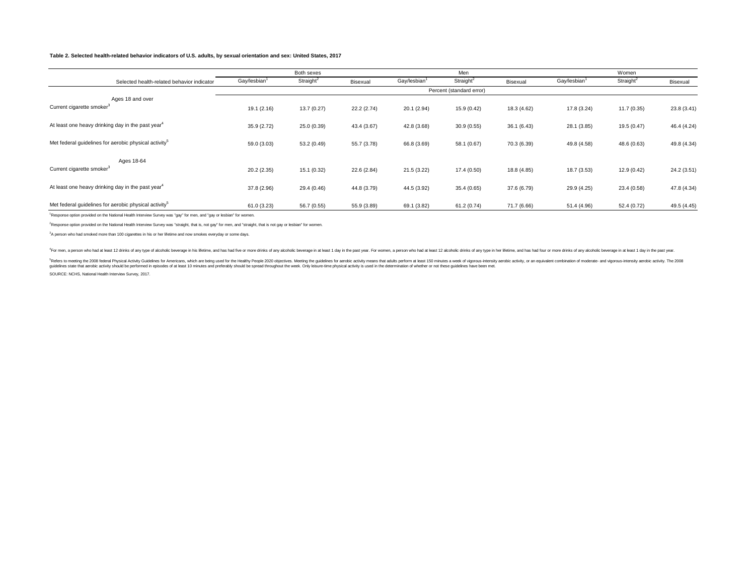**Table 2. Selected health-related behavior indicators of U.S. adults, by sexual orientation and sex: United States, 2017**

| Selected health-related behavior indicator | Both sexes | | | Men | | | Women | | |
|---|---|---|---|---|---|---|---|---|---|
| | Gay/lesbian[1] | Straight[2] | Bisexual | Gay/lesbian[1] | Straight[2] | Bisexual | Gay/lesbian[1] | Straight[2] | Bisexual |
| | Percent (standard error) | | | | | | | | |
| Ages 18 and over | | | | | | | | | |
| Current cigarette smoker[3] | 19.1 (2.16) | 13.7 (0.27) | 22.2 (2.74) | 20.1 (2.94) | 15.9 (0.42) | 18.3 (4.62) | 17.8 (3.24) | 11.7 (0.35) | 23.8 (3.41) |
| At least one heavy drinking day in the past year[4] | 35.9 (2.72) | 25.0 (0.39) | 43.4 (3.67) | 42.8 (3.68) | 30.9 (0.55) | 36.1 (6.43) | 28.1 (3.85) | 19.5 (0.47) | 46.4 (4.24) |
| Met federal guidelines for aerobic physical activity[5] | 59.0 (3.03) | 53.2 (0.49) | 55.7 (3.78) | 66.8 (3.69) | 58.1 (0.67) | 70.3 (6.39) | 49.8 (4.58) | 48.6 (0.63) | 49.8 (4.34) |
| Ages 18-64 | | | | | | | | | |
| Current cigarette smoker[3] | 20.2 (2.35) | 15.1 (0.32) | 22.6 (2.84) | 21.5 (3.22) | 17.4 (0.50) | 18.8 (4.85) | 18.7 (3.53) | 12.9 (0.42) | 24.2 (3.51) |
| At least one heavy drinking day in the past year[4] | 37.8 (2.96) | 29.4 (0.46) | 44.8 (3.79) | 44.5 (3.92) | 35.4 (0.65) | 37.6 (6.79) | 29.9 (4.25) | 23.4 (0.58) | 47.8 (4.34) |
| Met federal guidelines for aerobic physical activity[5] | 61.0 (3.23) | 56.7 (0.55) | 55.9 (3.89) | 69.1 (3.82) | 61.2 (0.74) | 71.7 (6.66) | 51.4 (4.96) | 52.4 (0.72) | 49.5 (4.45) |

[1]Response option provided on the National Health Interview Survey was "gay" for men, and "gay or lesbian" for women.

[2]Response option provided on the National Health Interview Survey was "straight, that is, not gay" for men, and "straight, that is not gay or lesbian" for women.

[3]A person who had smoked more than 100 cigarettes in his or her lifetime and now smokes everyday or some days.

[4]For men, a person who had at least 12 drinks of any type of alcoholic beverage in his lifetime, and has had five or more drinks of any alcoholic beverage in at least 1 day in the past year. For women, a person who had at least 12 alcoholic drinks of any type in her lifetime, and has had four or more drinks of any alcoholic beverage in at least 1 day in the past year.

[5]Refers to meeting the 2008 federal Physical Activity Guidelines for Americans, which are being used for the Healthy People 2020 objectives. Meeting the guidelines for aerobic activity means that adults perform at least 150 minutes a week of vigorous-intensity aerobic activity, or an equivalent combination of moderate- and vigorous-intensity aerobic activity. The 2008 guidelines state that aerobic activity should be performed in episodes of at least 10 minutes and preferably should be spread throughout the week. Only leisure-time physical activity is used in the determination of whether or not these guidelines have been met.

SOURCE: NCHS, National Health Interview Survey, 2017.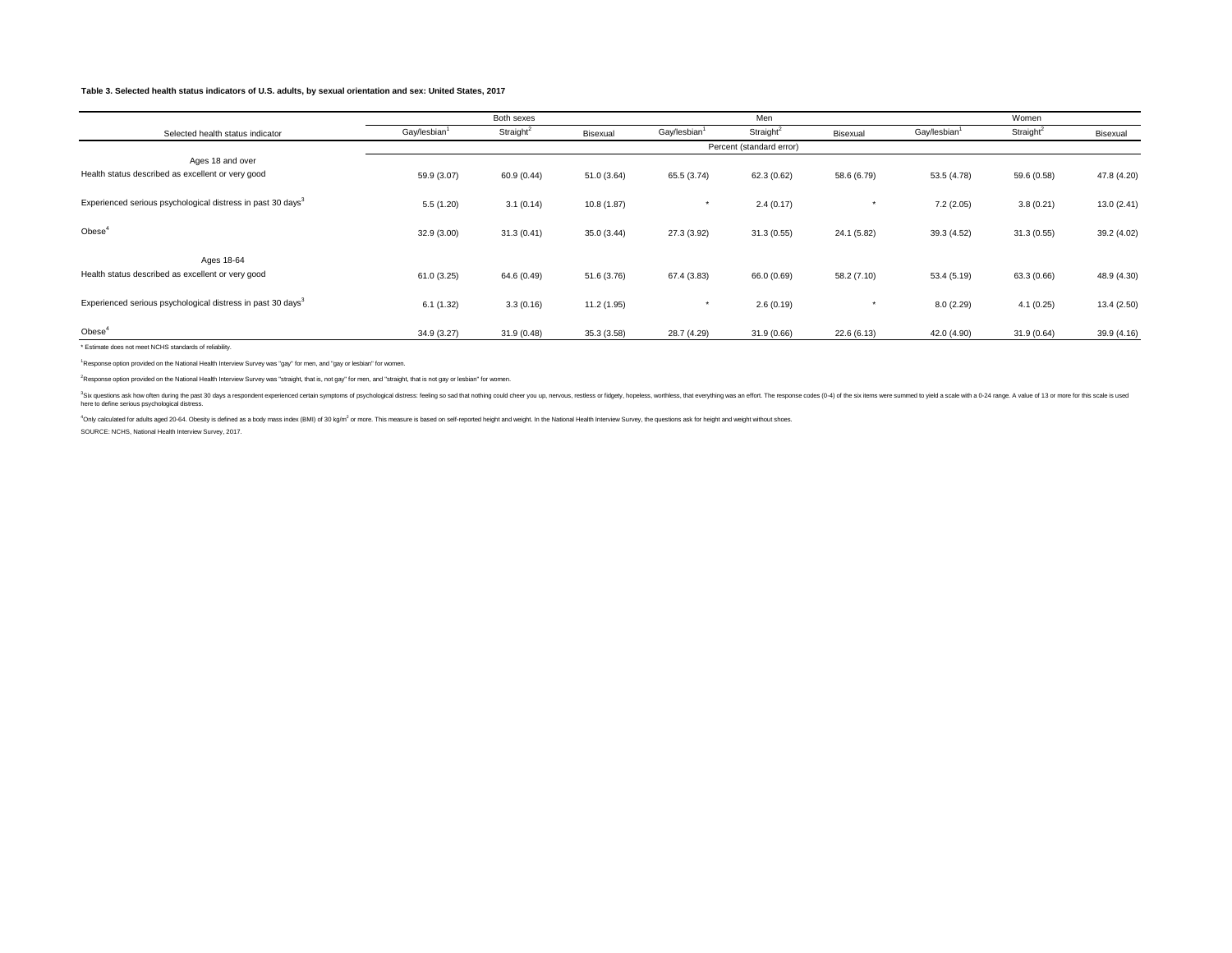**Table 3. Selected health status indicators of U.S. adults, by sexual orientation and sex: United States, 2017**

| Selected health status indicator | Both sexes | | | Men | | | Women | | |
|---|---|---|---|---|---|---|---|---|---|
| | Gay/lesbian[1] | Straight[2] | Bisexual | Gay/lesbian[1] | Straight[2] | Bisexual | Gay/lesbian[1] | Straight[2] | Bisexual |
| | Percent (standard error) | | | | | | | | |
| Ages 18 and over | | | | | | | | | |
| Health status described as excellent or very good | 59.9 (3.07) | 60.9 (0.44) | 51.0 (3.64) | 65.5 (3.74) | 62.3 (0.62) | 58.6 (6.79) | 53.5 (4.78) | 59.6 (0.58) | 47.8 (4.20) |
| Experienced serious psychological distress in past 30 days[3] | 5.5 (1.20) | 3.1 (0.14) | 10.8 (1.87) | * | 2.4 (0.17) | * | 7.2 (2.05) | 3.8 (0.21) | 13.0 (2.41) |
| Obese[4] | 32.9 (3.00) | 31.3 (0.41) | 35.0 (3.44) | 27.3 (3.92) | 31.3 (0.55) | 24.1 (5.82) | 39.3 (4.52) | 31.3 (0.55) | 39.2 (4.02) |
| Ages 18-64 | | | | | | | | | |
| Health status described as excellent or very good | 61.0 (3.25) | 64.6 (0.49) | 51.6 (3.76) | 67.4 (3.83) | 66.0 (0.69) | 58.2 (7.10) | 53.4 (5.19) | 63.3 (0.66) | 48.9 (4.30) |
| Experienced serious psychological distress in past 30 days[3] | 6.1 (1.32) | 3.3 (0.16) | 11.2 (1.95) | * | 2.6 (0.19) | * | 8.0 (2.29) | 4.1 (0.25) | 13.4 (2.50) |
| Obese[4] | 34.9 (3.27) | 31.9 (0.48) | 35.3 (3.58) | 28.7 (4.29) | 31.9 (0.66) | 22.6 (6.13) | 42.0 (4.90) | 31.9 (0.64) | 39.9 (4.16) |

* Estimate does not meet NCHS standards of reliability.

[1]Response option provided on the National Health Interview Survey was "gay" for men, and "gay or lesbian" for women.

[2]Response option provided on the National Health Interview Survey was "straight, that is, not gay" for men, and "straight, that is not gay or lesbian" for women.

[3]Six questions ask how often during the past 30 days a respondent experienced certain symptoms of psychological distress: feeling so sad that nothing could cheer you up, nervous, restless or fidgety, hopeless, worthless, that everything was an effort. The response codes (0-4) of the six items were summed to yield a scale with a 0-24 range. A value of 13 or more for this scale is used here to define serious psychological distress.

[4]Only calculated for adults aged 20-64. Obesity is defined as a body mass index (BMI) of 30 kg/m$^2$ or more. This measure is based on self-reported height and weight. In the National Health Interview Survey, the questions ask for height and weight without shoes.

SOURCE: NCHS, National Health Interview Survey, 2017.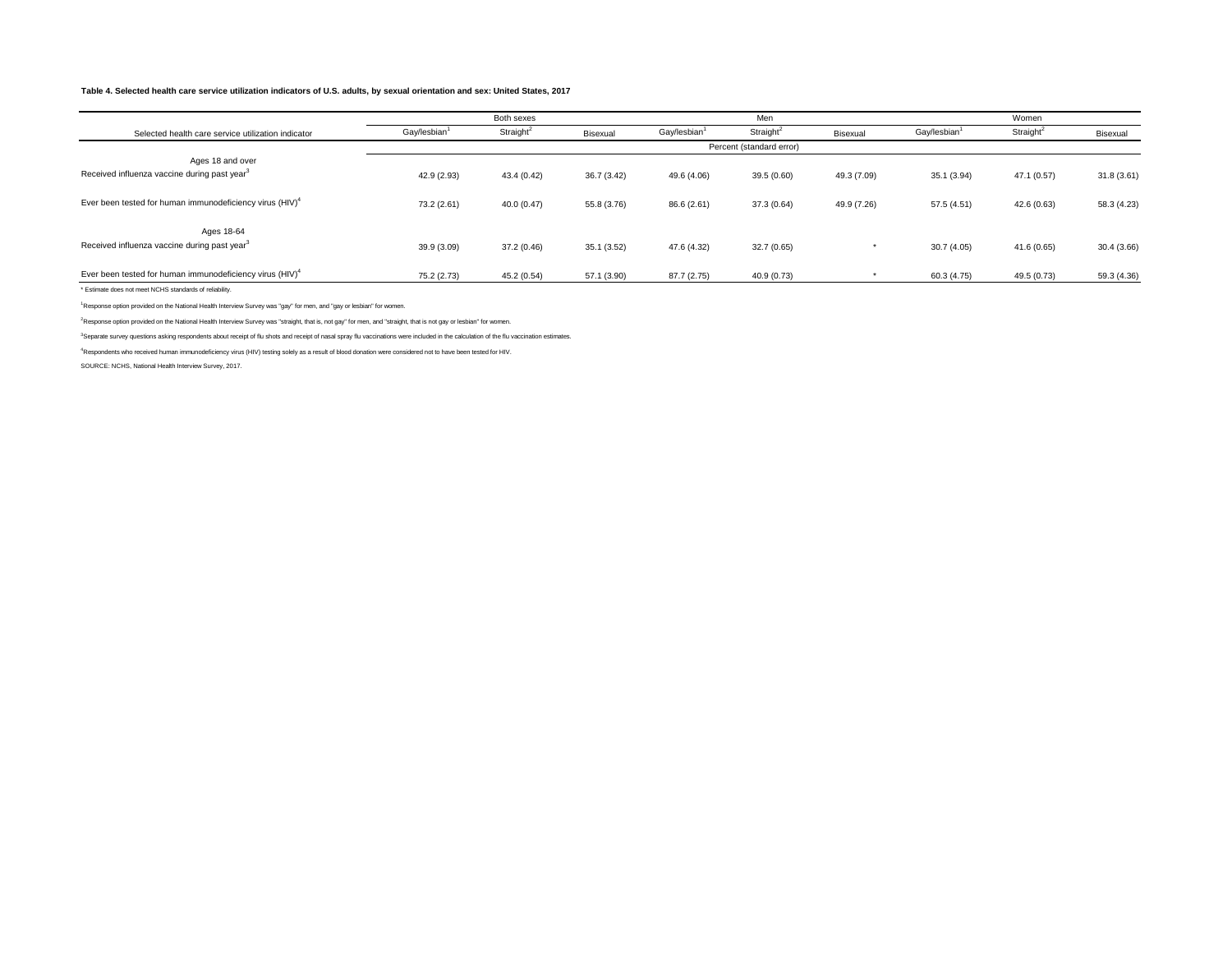**Table 4. Selected health care service utilization indicators of U.S. adults, by sexual orientation and sex: United States, 2017**

| Selected health care service utilization indicator | Both sexes | | | Men | | | Women | | |
|---|---|---|---|---|---|---|---|---|---|
| | Gay/lesbian[1] | Straight[2] | Bisexual | Gay/lesbian[1] | Straight[2] | Bisexual | Gay/lesbian[1] | Straight[2] | Bisexual |
| | Percent (standard error) | | | | | | | | |
| Ages 18 and over | | | | | | | | | |
| Received influenza vaccine during past year[3] | 42.9 (2.93) | 43.4 (0.42) | 36.7 (3.42) | 49.6 (4.06) | 39.5 (0.60) | 49.3 (7.09) | 35.1 (3.94) | 47.1 (0.57) | 31.8 (3.61) |
| Ever been tested for human immunodeficiency virus (HIV)[4] | 73.2 (2.61) | 40.0 (0.47) | 55.8 (3.76) | 86.6 (2.61) | 37.3 (0.64) | 49.9 (7.26) | 57.5 (4.51) | 42.6 (0.63) | 58.3 (4.23) |
| Ages 18-64 | | | | | | | | | |
| Received influenza vaccine during past year[3] | 39.9 (3.09) | 37.2 (0.46) | 35.1 (3.52) | 47.6 (4.32) | 32.7 (0.65) | * | 30.7 (4.05) | 41.6 (0.65) | 30.4 (3.66) |
| Ever been tested for human immunodeficiency virus (HIV)[4] | 75.2 (2.73) | 45.2 (0.54) | 57.1 (3.90) | 87.7 (2.75) | 40.9 (0.73) | * | 60.3 (4.75) | 49.5 (0.73) | 59.3 (4.36) |

* Estimate does not meet NCHS standards of reliability.

[1]Response option provided on the National Health Interview Survey was "gay" for men, and "gay or lesbian" for women.

[2]Response option provided on the National Health Interview Survey was "straight, that is, not gay" for men, and "straight, that is not gay or lesbian" for women.

[3]Separate survey questions asking respondents about receipt of flu shots and receipt of nasal spray flu vaccinations were included in the calculation of the flu vaccination estimates.

[4]Respondents who received human immunodeficiency virus (HIV) testing solely as a result of blood donation were considered not to have been tested for HIV.

SOURCE: NCHS, National Health Interview Survey, 2017.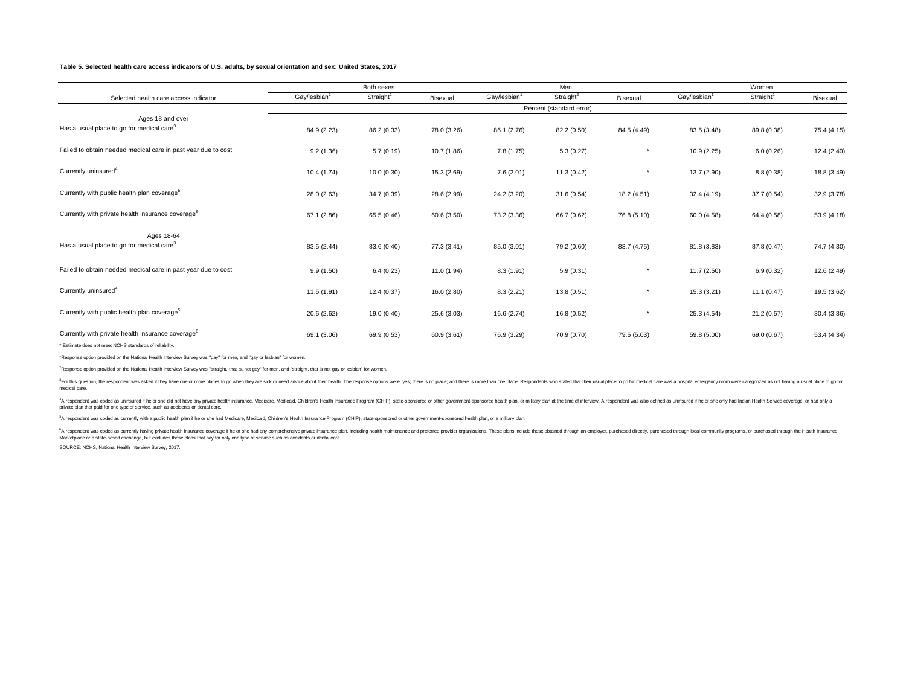**Table 5. Selected health care access indicators of U.S. adults, by sexual orientation and sex: United States, 2017**

| Selected health care access indicator | Both sexes | | | Men | | | Women | | |
|---|---|---|---|---|---|---|---|---|---|
| | Gay/lesbian[1] | Straight[2] | Bisexual | Gay/lesbian[1] | Straight[2] | Bisexual | Gay/lesbian[1] | Straight[2] | Bisexual |
| | Percent (standard error) | | | | | | | | |
| **Ages 18 and over** | | | | | | | | | |
| Has a usual place to go for medical care[3] | 84.9 (2.23) | 86.2 (0.33) | 78.0 (3.26) | 86.1 (2.76) | 82.2 (0.50) | 84.5 (4.49) | 83.5 (3.48) | 89.8 (0.38) | 75.4 (4.15) |
| Failed to obtain needed medical care in past year due to cost | 9.2 (1.36) | 5.7 (0.19) | 10.7 (1.86) | 7.8 (1.75) | 5.3 (0.27) | * | 10.9 (2.25) | 6.0 (0.26) | 12.4 (2.40) |
| Currently uninsured[4] | 10.4 (1.74) | 10.0 (0.30) | 15.3 (2.69) | 7.6 (2.01) | 11.3 (0.42) | * | 13.7 (2.90) | 8.8 (0.38) | 18.8 (3.49) |
| Currently with public health plan coverage[5] | 28.0 (2.63) | 34.7 (0.39) | 28.6 (2.99) | 24.2 (3.20) | 31.6 (0.54) | 18.2 (4.51) | 32.4 (4.19) | 37.7 (0.54) | 32.9 (3.78) |
| Currently with private health insurance coverage[6] | 67.1 (2.86) | 65.5 (0.46) | 60.6 (3.50) | 73.2 (3.36) | 66.7 (0.62) | 76.8 (5.10) | 60.0 (4.58) | 64.4 (0.58) | 53.9 (4.18) |
| **Ages 18-64** | | | | | | | | | |
| Has a usual place to go for medical care[3] | 83.5 (2.44) | 83.6 (0.40) | 77.3 (3.41) | 85.0 (3.01) | 79.2 (0.60) | 83.7 (4.75) | 81.8 (3.83) | 87.8 (0.47) | 74.7 (4.30) |
| Failed to obtain needed medical care in past year due to cost | 9.9 (1.50) | 6.4 (0.23) | 11.0 (1.94) | 8.3 (1.91) | 5.9 (0.31) | * | 11.7 (2.50) | 6.9 (0.32) | 12.6 (2.49) |
| Currently uninsured[4] | 11.5 (1.91) | 12.4 (0.37) | 16.0 (2.80) | 8.3 (2.21) | 13.8 (0.51) | * | 15.3 (3.21) | 11.1 (0.47) | 19.5 (3.62) |
| Currently with public health plan coverage[5] | 20.6 (2.62) | 19.0 (0.40) | 25.6 (3.03) | 16.6 (2.74) | 16.8 (0.52) | * | 25.3 (4.54) | 21.2 (0.57) | 30.4 (3.86) |
| Currently with private health insurance coverage[6] | 69.1 (3.06) | 69.9 (0.53) | 60.9 (3.61) | 76.9 (3.29) | 70.9 (0.70) | 79.5 (5.03) | 59.8 (5.00) | 69.0 (0.67) | 53.4 (4.34) |

* Estimate does not meet NCHS standards of reliability.

[1]Response option provided on the National Health Interview Survey was "gay" for men, and "gay or lesbian" for women.

[2]Response option provided on the National Health Interview Survey was "straight, that is, not gay" for men, and "straight, that is not gay or lesbian" for women.

[3]For this question, the respondent was asked if they have one or more places to go when they are sick or need advice about their health. The response options were: yes; there is no place; and there is more than one place. Respondents who stated that their usual place to go for medical care was a hospital emergency room were categorized as not having a usual place to go for medical care.

[4]A respondent was coded as uninsured if he or she did not have any private health insurance, Medicare, Medicaid, Children's Health Insurance Program (CHIP), state-sponsored or other government-sponsored health plan, or military plan at the time of interview. A respondent was also defined as uninsured if he or she only had Indian Health Service coverage, or had only a private plan that paid for one type of service, such as accidents or dental care.

[5]A respondent was coded as currently with a public health plan if he or she had Medicare, Medicaid, Children's Health Insurance Program (CHIP), state-sponsored or other government-sponsored health plan, or a military plan.

[6]A respondent was coded as currently having private health insurance coverage if he or she had any comprehensive private insurance plan, including health maintenance and preferred provider organizations. These plans include those obtained through an employer, purchased directly, purchased through local community programs, or purchased through the Health Insurance Marketplace or a state-based exchange, but excludes those plans that pay for only one type of service such as accidents or dental care.

SOURCE: NCHS, National Health Interview Survey, 2017.